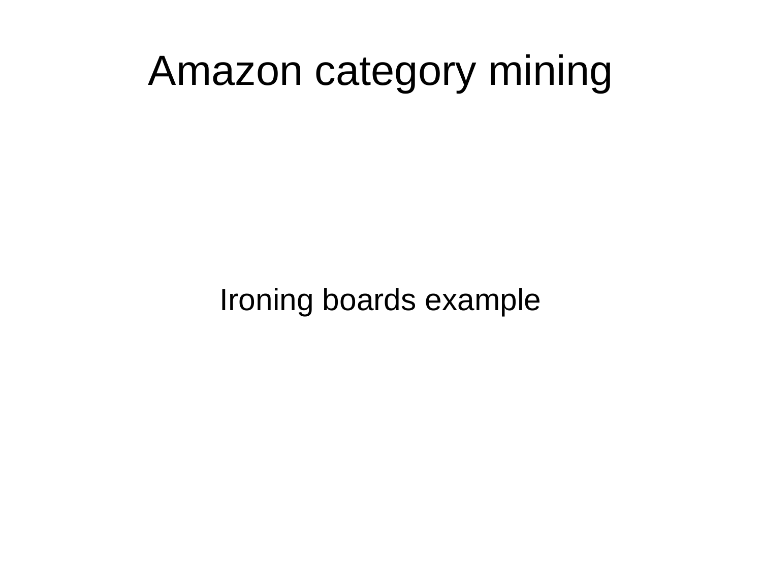# Amazon category mining

Ironing boards example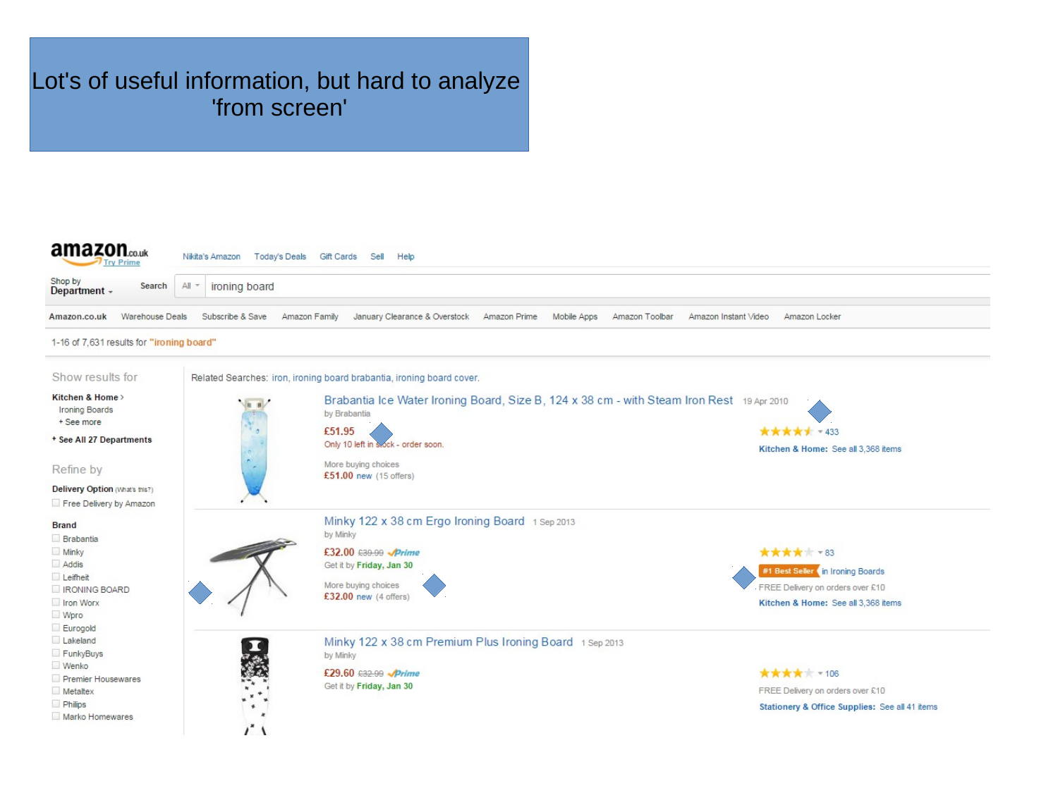Lot's of useful information, but hard to analyze 'from screen'

amazon.co.uk Try Prime

Nikita's Amazon | Today's Deals | Gift Cards | Sell | Help

Shop by Department | Search | All | ironing board

Amazon.co.uk | Warehouse Deals | Subscribe & Save | Amazon Family | January Clearance & Overstock | Amazon Prime | Mobile Apps | Amazon Toolbar | Amazon Instant Video | Amazon Locker

1-16 of 7,631 results for "ironing board"

Show results for

**Kitchen & Home** >
Ironing Boards
+ See more

+ **See All 27 Departments**

Refine by

**Delivery Option** (What's this?)

- Free Delivery by Amazon

**Brand**

- Brabantia
- Minky
- Addis
- Leifheit
- IRONING BOARD
- Iron Worx
- Wpro
- Eurogold
- Lakeland
- FunkyBuys
- Wenko
- Premier Housewares
- Metaltex
- Philips
- Marko Homewares

Related Searches: iron, ironing board brabantia, ironing board cover.

**Brabantia Ice Water Ironing Board, Size B, 124 x 38 cm - with Steam Iron Rest** 19 Apr 2010
by Brabantia
£51.95
Only 10 left in stock - order soon.
More buying choices
£51.00 new (15 offers)
433
**Kitchen & Home:** See all 3,368 items

**Minky 122 x 38 cm Ergo Ironing Board** 1 Sep 2013
by Minky
£32.00 £39.99 Prime
Get it by **Friday, Jan 30**
More buying choices
£32.00 new (4 offers)
83
#1 Best Seller in Ironing Boards
FREE Delivery on orders over £10
**Kitchen & Home:** See all 3,368 items

**Minky 122 x 38 cm Premium Plus Ironing Board** 1 Sep 2013
by Minky
£29.60 £32.99 Prime
Get it by **Friday, Jan 30**
106
FREE Delivery on orders over £10
**Stationery & Office Supplies:** See all 41 items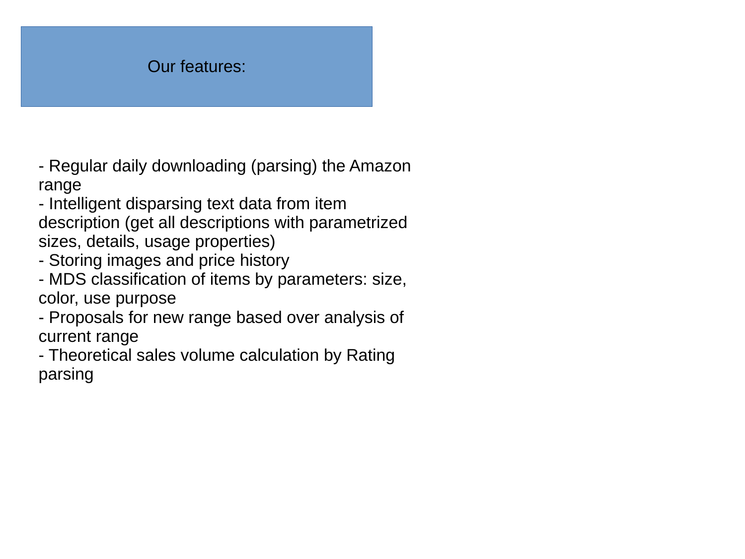## Our features:

- Regular daily downloading (parsing) the Amazon range
- Intelligent disparsing text data from item description (get all descriptions with parametrized sizes, details, usage properties)
- Storing images and price history
- MDS classification of items by parameters: size, color, use purpose
- Proposals for new range based over analysis of current range
- Theoretical sales volume calculation by Rating parsing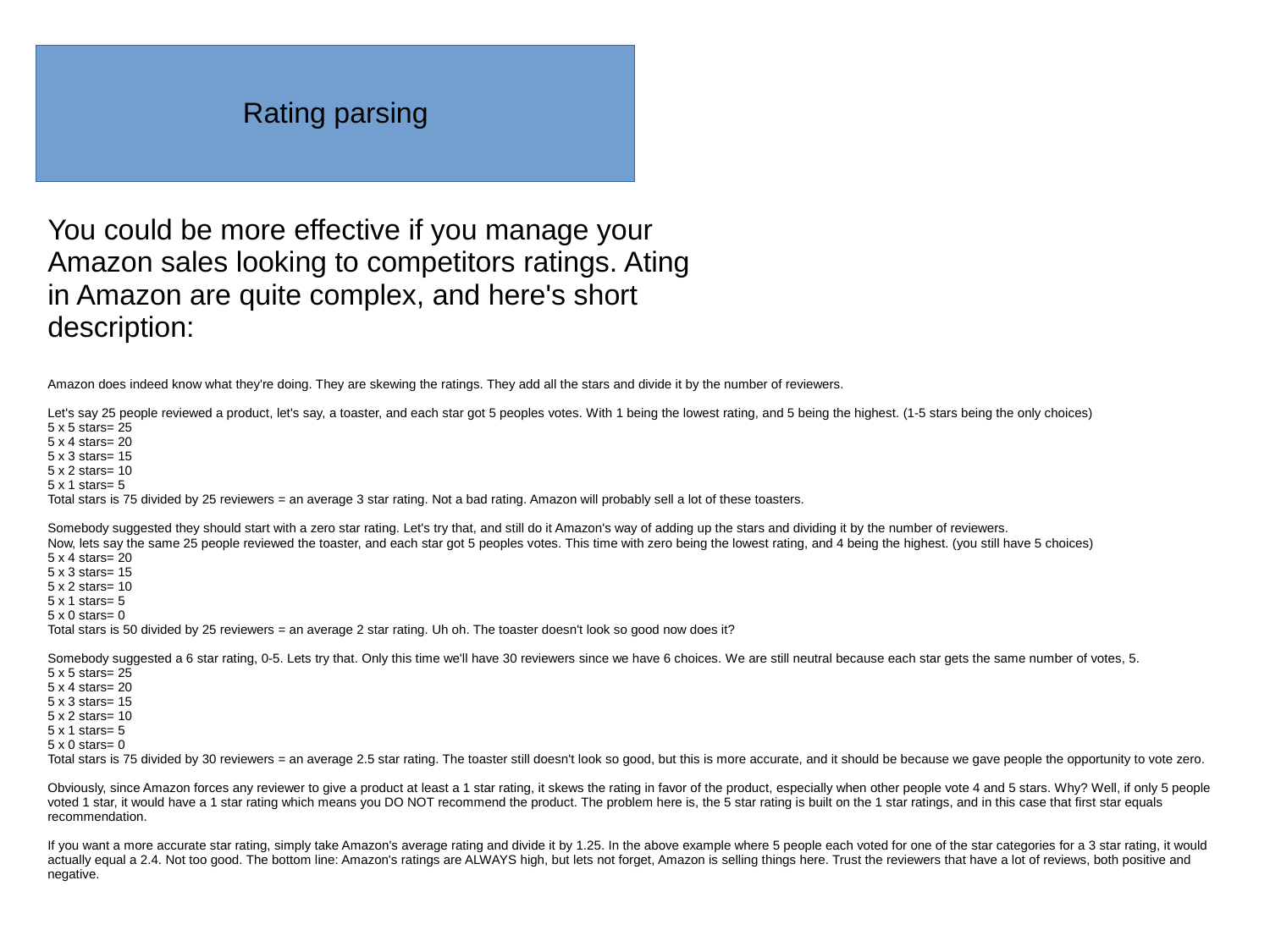# Rating parsing

## You could be more effective if you manage your Amazon sales looking to competitors ratings. Ating in Amazon are quite complex, and here's short description:

Amazon does indeed know what they're doing. They are skewing the ratings. They add all the stars and divide it by the number of reviewers.

Let's say 25 people reviewed a product, let's say, a toaster, and each star got 5 peoples votes. With 1 being the lowest rating, and 5 being the highest. (1-5 stars being the only choices)
5 x 5 stars= 25
5 x 4 stars= 20
5 x 3 stars= 15
5 x 2 stars= 10
5 x 1 stars= 5
Total stars is 75 divided by 25 reviewers = an average 3 star rating. Not a bad rating. Amazon will probably sell a lot of these toasters.

Somebody suggested they should start with a zero star rating. Let's try that, and still do it Amazon's way of adding up the stars and dividing it by the number of reviewers.
Now, lets say the same 25 people reviewed the toaster, and each star got 5 peoples votes. This time with zero being the lowest rating, and 4 being the highest. (you still have 5 choices)
5 x 4 stars= 20
5 x 3 stars= 15
5 x 2 stars= 10
5 x 1 stars= 5
5 x 0 stars= 0
Total stars is 50 divided by 25 reviewers = an average 2 star rating. Uh oh. The toaster doesn't look so good now does it?

Somebody suggested a 6 star rating, 0-5. Lets try that. Only this time we'll have 30 reviewers since we have 6 choices. We are still neutral because each star gets the same number of votes, 5.
5 x 5 stars= 25
5 x 4 stars= 20
5 x 3 stars= 15
5 x 2 stars= 10
5 x 1 stars= 5
5 x 0 stars= 0
Total stars is 75 divided by 30 reviewers = an average 2.5 star rating. The toaster still doesn't look so good, but this is more accurate, and it should be because we gave people the opportunity to vote zero.

Obviously, since Amazon forces any reviewer to give a product at least a 1 star rating, it skews the rating in favor of the product, especially when other people vote 4 and 5 stars. Why? Well, if only 5 people voted 1 star, it would have a 1 star rating which means you DO NOT recommend the product. The problem here is, the 5 star rating is built on the 1 star ratings, and in this case that first star equals recommendation.

If you want a more accurate star rating, simply take Amazon's average rating and divide it by 1.25. In the above example where 5 people each voted for one of the star categories for a 3 star rating, it would actually equal a 2.4. Not too good. The bottom line: Amazon's ratings are ALWAYS high, but lets not forget, Amazon is selling things here. Trust the reviewers that have a lot of reviews, both positive and negative.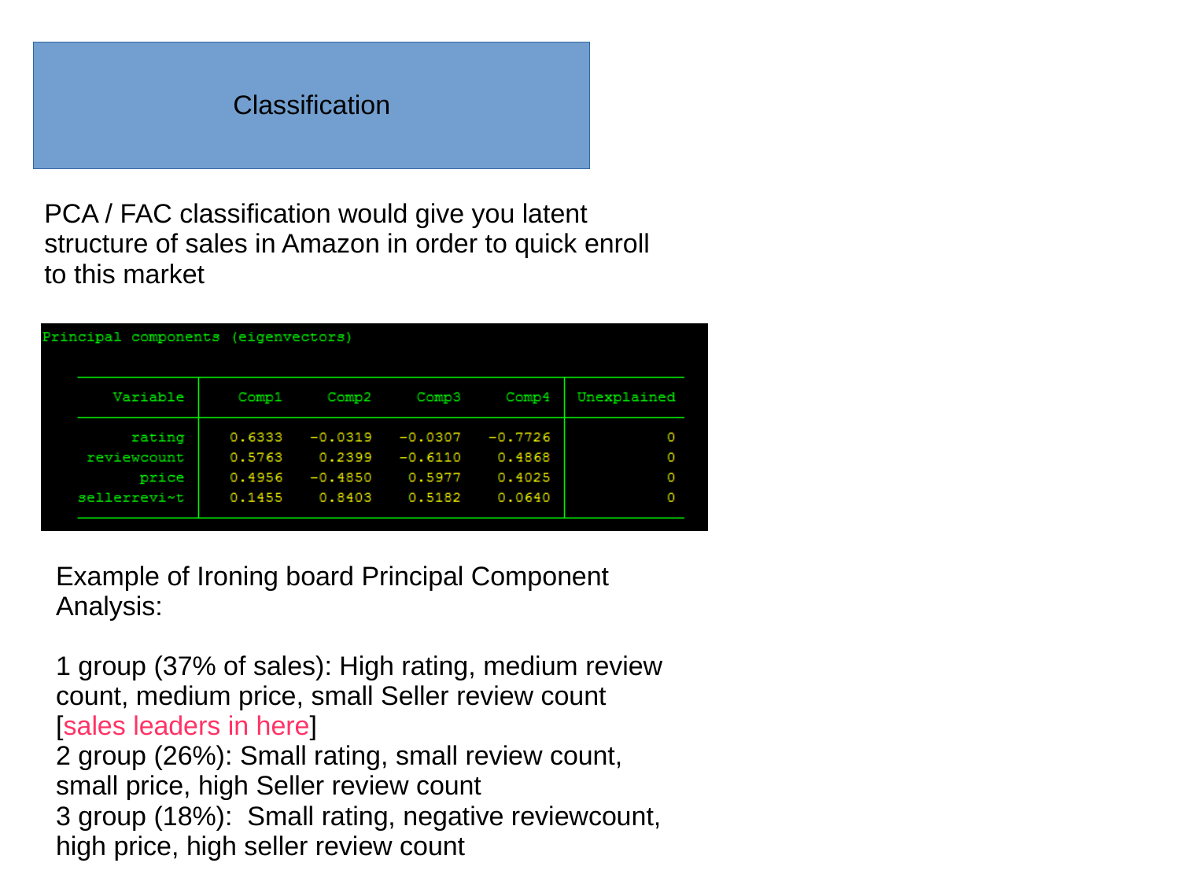# Classification

PCA / FAC classification would give you latent structure of sales in Amazon in order to quick enroll to this market

Principal components (eigenvectors)

| Variable | Comp1 | Comp2 | Comp3 | Comp4 | Unexplained |
|---|---|---|---|---|---|
| rating | 0.6333 | -0.0319 | -0.0307 | -0.7726 | 0 |
| reviewcount | 0.5763 | 0.2399 | -0.6110 | 0.4868 | 0 |
| price | 0.4956 | -0.4850 | 0.5977 | 0.4025 | 0 |
| sellerrevi~t | 0.1455 | 0.8403 | 0.5182 | 0.0640 | 0 |

Example of Ironing board Principal Component Analysis:

1 group (37% of sales): High rating, medium review count, medium price, small Seller review count [sales leaders in here]
2 group (26%): Small rating, small review count, small price, high Seller review count
3 group (18%): Small rating, negative reviewcount, high price, high seller review count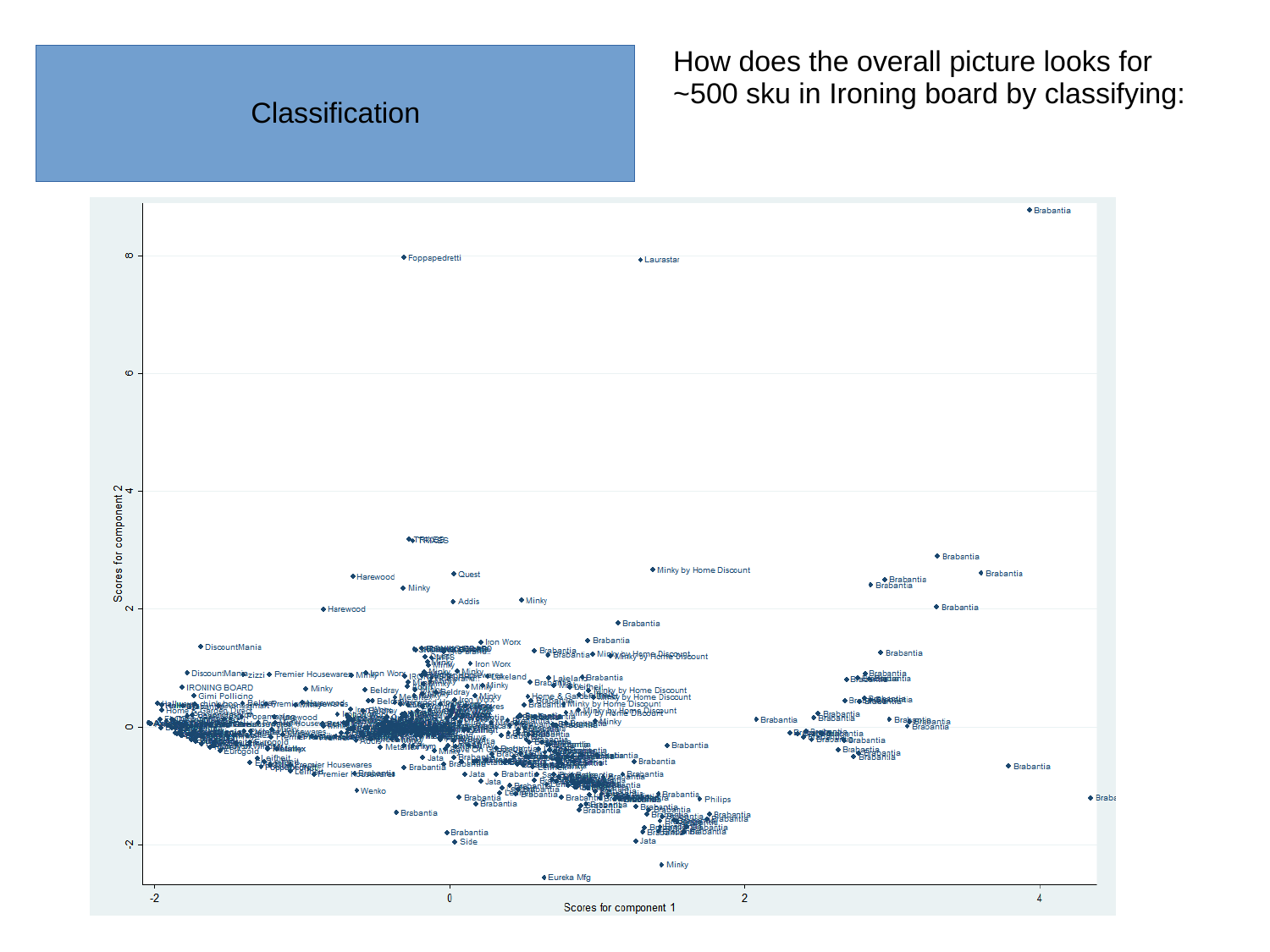# Classification

How does the overall picture looks for ~500 sku in Ironing board by classifying: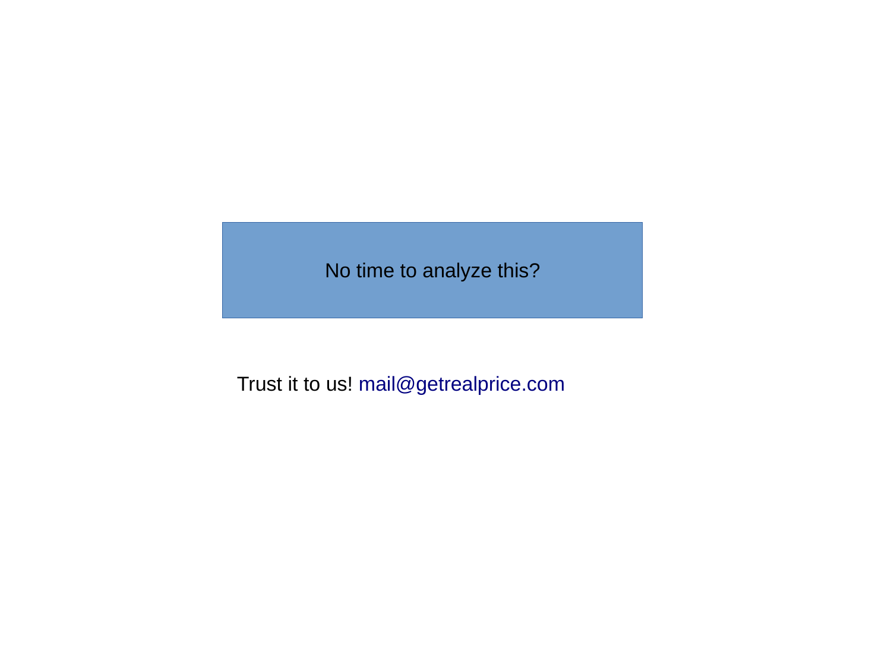No time to analyze this?

Trust it to us! mail@getrealprice.com